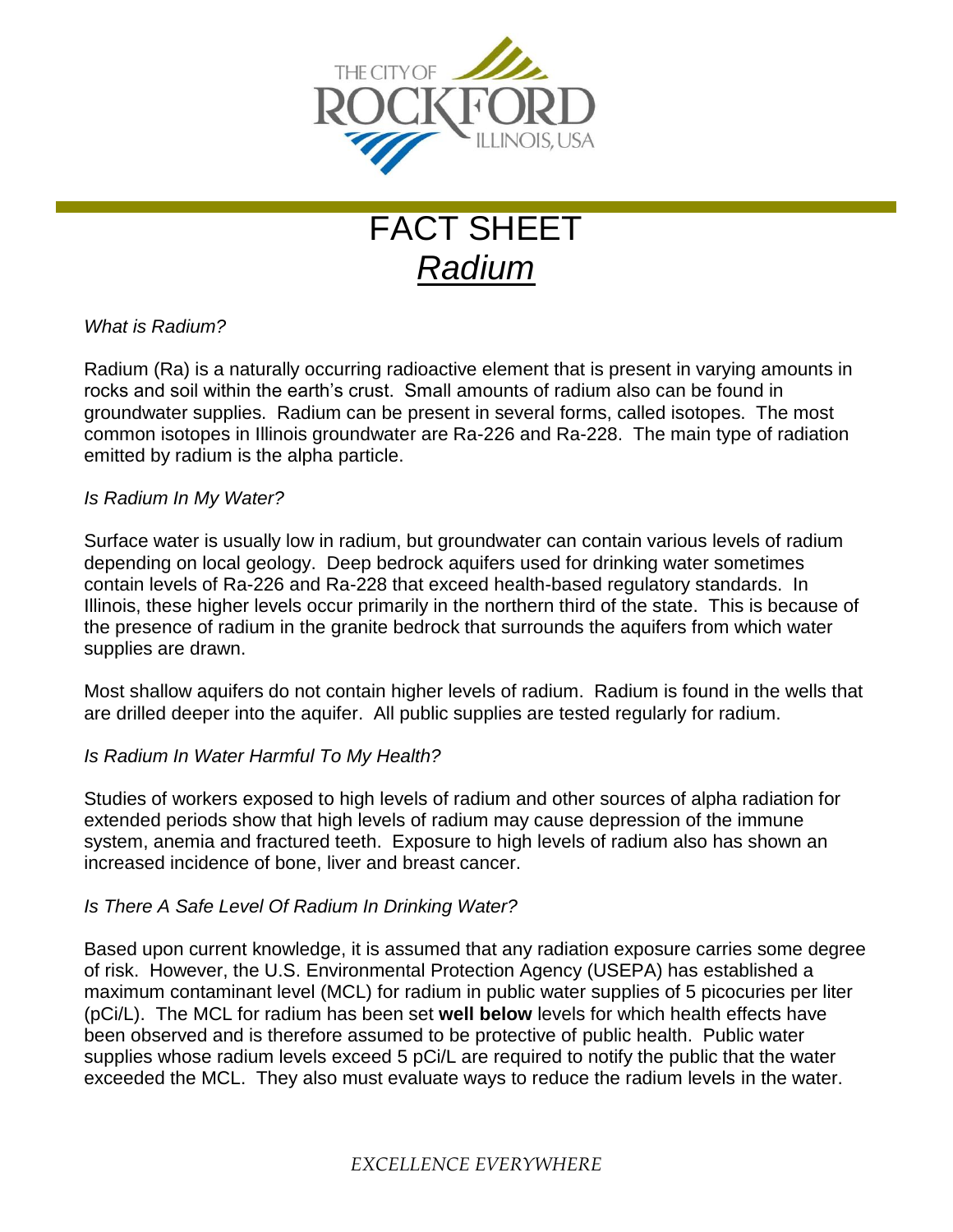THE CITY OF ROCKFORD ILLINOIS, USA

# FACT SHEET
## *Radium*

*What is Radium?*

Radium (Ra) is a naturally occurring radioactive element that is present in varying amounts in rocks and soil within the earth's crust. Small amounts of radium also can be found in groundwater supplies. Radium can be present in several forms, called isotopes. The most common isotopes in Illinois groundwater are Ra-226 and Ra-228. The main type of radiation emitted by radium is the alpha particle.

*Is Radium In My Water?*

Surface water is usually low in radium, but groundwater can contain various levels of radium depending on local geology. Deep bedrock aquifers used for drinking water sometimes contain levels of Ra-226 and Ra-228 that exceed health-based regulatory standards. In Illinois, these higher levels occur primarily in the northern third of the state. This is because of the presence of radium in the granite bedrock that surrounds the aquifers from which water supplies are drawn.

Most shallow aquifers do not contain higher levels of radium. Radium is found in the wells that are drilled deeper into the aquifer. All public supplies are tested regularly for radium.

*Is Radium In Water Harmful To My Health?*

Studies of workers exposed to high levels of radium and other sources of alpha radiation for extended periods show that high levels of radium may cause depression of the immune system, anemia and fractured teeth. Exposure to high levels of radium also has shown an increased incidence of bone, liver and breast cancer.

*Is There A Safe Level Of Radium In Drinking Water?*

Based upon current knowledge, it is assumed that any radiation exposure carries some degree of risk. However, the U.S. Environmental Protection Agency (USEPA) has established a maximum contaminant level (MCL) for radium in public water supplies of 5 picocuries per liter (pCi/L). The MCL for radium has been set **well below** levels for which health effects have been observed and is therefore assumed to be protective of public health. Public water supplies whose radium levels exceed 5 pCi/L are required to notify the public that the water exceeded the MCL. They also must evaluate ways to reduce the radium levels in the water.

*EXCELLENCE EVERYWHERE*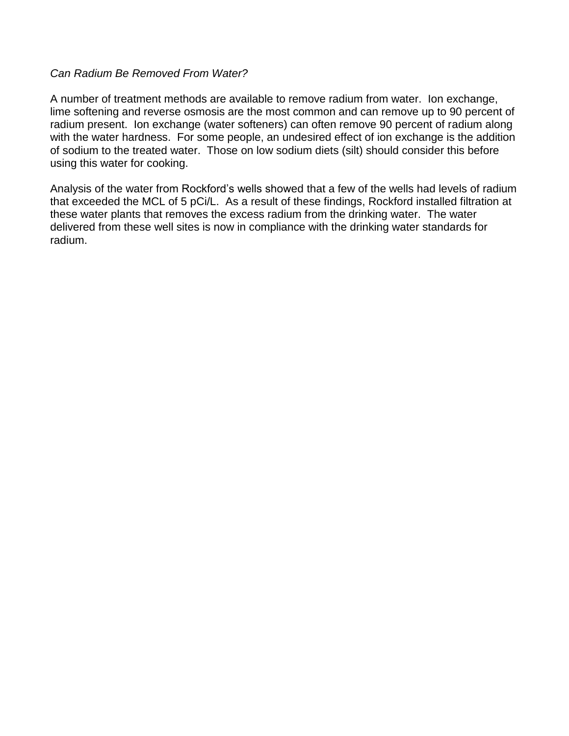*Can Radium Be Removed From Water?*

A number of treatment methods are available to remove radium from water. Ion exchange, lime softening and reverse osmosis are the most common and can remove up to 90 percent of radium present. Ion exchange (water softeners) can often remove 90 percent of radium along with the water hardness. For some people, an undesired effect of ion exchange is the addition of sodium to the treated water. Those on low sodium diets (silt) should consider this before using this water for cooking.

Analysis of the water from Rockford's wells showed that a few of the wells had levels of radium that exceeded the MCL of 5 pCi/L. As a result of these findings, Rockford installed filtration at these water plants that removes the excess radium from the drinking water. The water delivered from these well sites is now in compliance with the drinking water standards for radium.